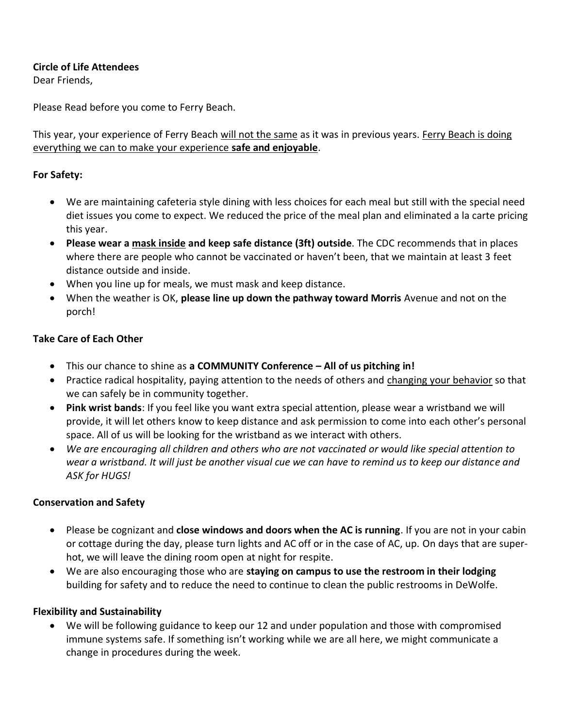**Circle of Life Attendees**

Dear Friends,

Please Read before you come to Ferry Beach.

This year, your experience of Ferry Beach <u>will not the same</u> as it was in previous years. <u>Ferry Beach is doing everything we can to make your experience **safe and enjoyable**</u>.

**For Safety:**

- We are maintaining cafeteria style dining with less choices for each meal but still with the special need diet issues you come to expect. We reduced the price of the meal plan and eliminated a la carte pricing this year.
- **Please wear a <u>mask inside</u> and keep safe distance (3ft) outside**. The CDC recommends that in places where there are people who cannot be vaccinated or haven't been, that we maintain at least 3 feet distance outside and inside.
- When you line up for meals, we must mask and keep distance.
- When the weather is OK, **please line up down the pathway toward Morris** Avenue and not on the porch!

**Take Care of Each Other**

- This our chance to shine as **a COMMUNITY Conference – All of us pitching in!**
- Practice radical hospitality, paying attention to the needs of others and <u>changing your behavior</u> so that we can safely be in community together.
- **Pink wrist bands**: If you feel like you want extra special attention, please wear a wristband we will provide, it will let others know to keep distance and ask permission to come into each other's personal space. All of us will be looking for the wristband as we interact with others.
- *We are encouraging all children and others who are not vaccinated or would like special attention to wear a wristband. It will just be another visual cue we can have to remind us to keep our distance and ASK for HUGS!*

**Conservation and Safety**

- Please be cognizant and **close windows and doors when the AC is running**. If you are not in your cabin or cottage during the day, please turn lights and AC off or in the case of AC, up. On days that are super-hot, we will leave the dining room open at night for respite.
- We are also encouraging those who are **staying on campus to use the restroom in their lodging** building for safety and to reduce the need to continue to clean the public restrooms in DeWolfe.

**Flexibility and Sustainability**

- We will be following guidance to keep our 12 and under population and those with compromised immune systems safe. If something isn't working while we are all here, we might communicate a change in procedures during the week.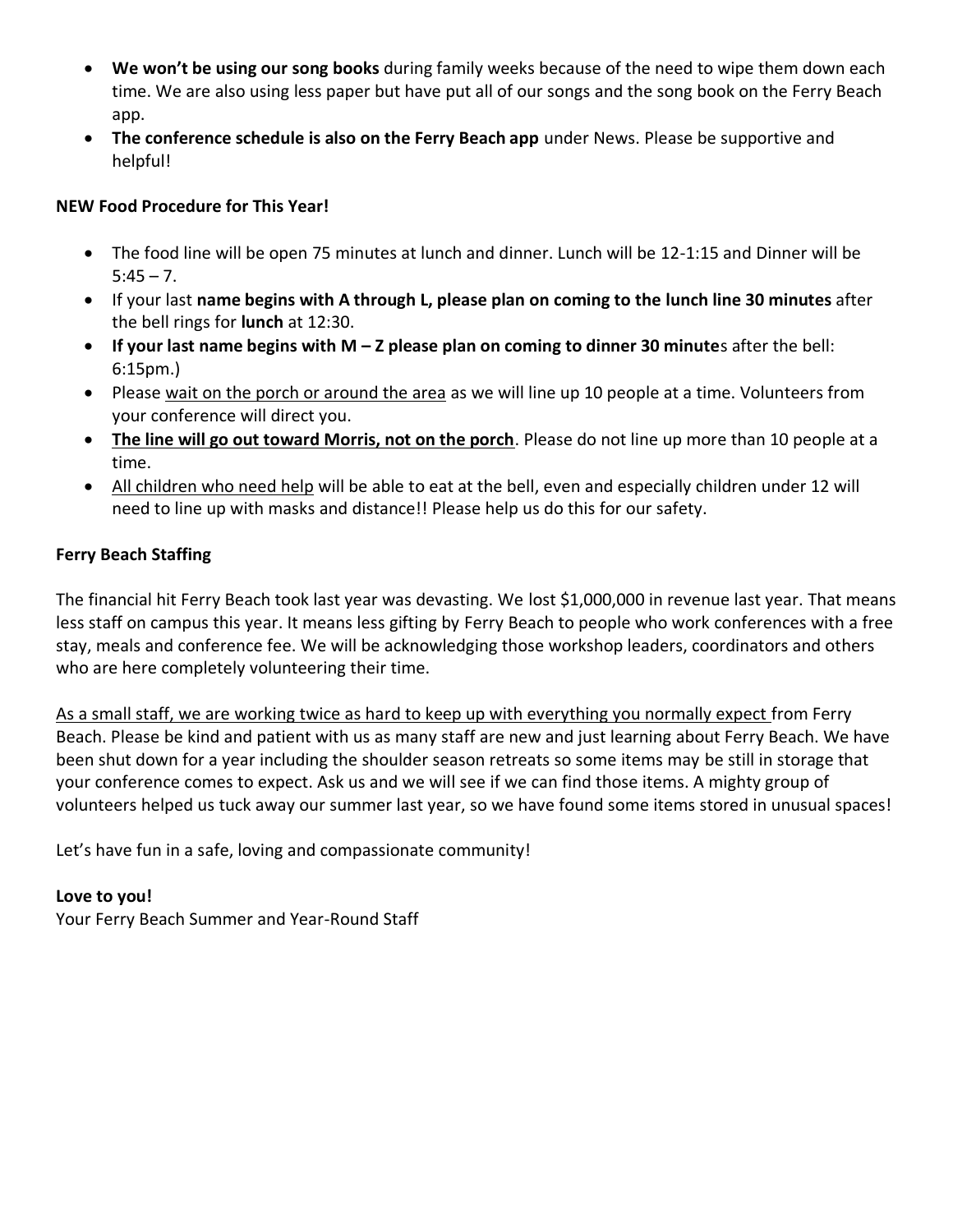- **We won't be using our song books** during family weeks because of the need to wipe them down each time. We are also using less paper but have put all of our songs and the song book on the Ferry Beach app.
- **The conference schedule is also on the Ferry Beach app** under News. Please be supportive and helpful!

**NEW Food Procedure for This Year!**

- The food line will be open 75 minutes at lunch and dinner. Lunch will be 12-1:15 and Dinner will be 5:45 – 7.
- If your last **name begins with A through L, please plan on coming to the lunch line 30 minutes** after the bell rings for **lunch** at 12:30.
- **If your last name begins with M – Z please plan on coming to dinner 30 minute**s after the bell: 6:15pm.)
- Please <u>wait on the porch or around the area</u> as we will line up 10 people at a time. Volunteers from your conference will direct you.
- **<u>The line will go out toward Morris, not on the porch</u>**. Please do not line up more than 10 people at a time.
- <u>All children who need help</u> will be able to eat at the bell, even and especially children under 12 will need to line up with masks and distance!! Please help us do this for our safety.

**Ferry Beach Staffing**

The financial hit Ferry Beach took last year was devasting. We lost $1,000,000 in revenue last year. That means less staff on campus this year. It means less gifting by Ferry Beach to people who work conferences with a free stay, meals and conference fee. We will be acknowledging those workshop leaders, coordinators and others who are here completely volunteering their time.

<u>As a small staff, we are working twice as hard to keep up with everything you normally expect</u> from Ferry Beach. Please be kind and patient with us as many staff are new and just learning about Ferry Beach. We have been shut down for a year including the shoulder season retreats so some items may be still in storage that your conference comes to expect. Ask us and we will see if we can find those items. A mighty group of volunteers helped us tuck away our summer last year, so we have found some items stored in unusual spaces!

Let's have fun in a safe, loving and compassionate community!

**Love to you!**
Your Ferry Beach Summer and Year-Round Staff